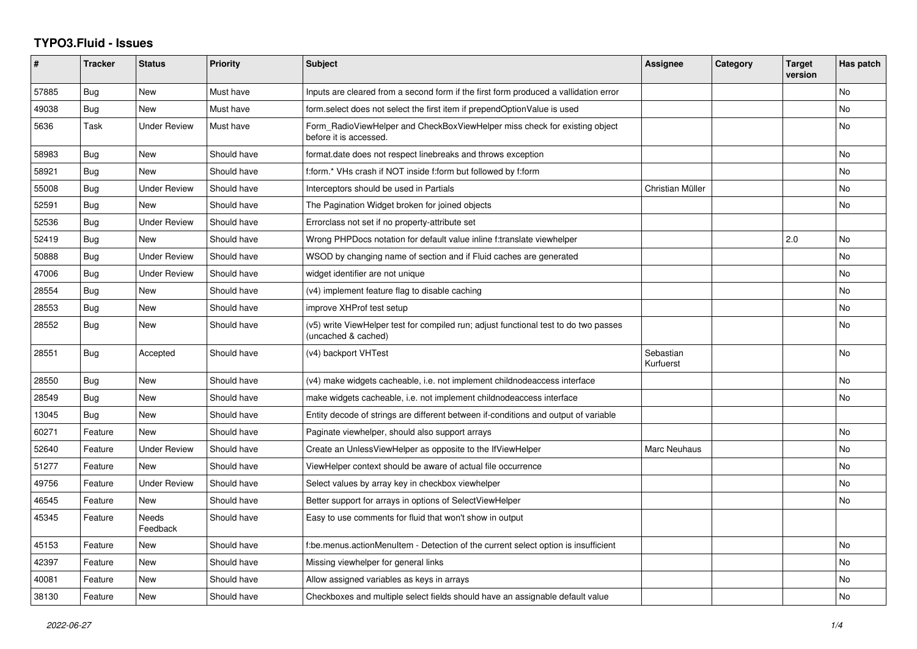# TYPO3.Fluid - Issues

| # | Tracker | Status | Priority | Subject | Assignee | Category | Target version | Has patch |
|---|---|---|---|---|---|---|---|---|
| 57885 | Bug | New | Must have | Inputs are cleared from a second form if the first form produced a vallidation error | | | | No |
| 49038 | Bug | New | Must have | form.select does not select the first item if prependOptionValue is used | | | | No |
| 5636 | Task | Under Review | Must have | Form_RadioViewHelper and CheckBoxViewHelper miss check for existing object before it is accessed. | | | | No |
| 58983 | Bug | New | Should have | format.date does not respect linebreaks and throws exception | | | | No |
| 58921 | Bug | New | Should have | f:form.* VHs crash if NOT inside f:form but followed by f:form | | | | No |
| 55008 | Bug | Under Review | Should have | Interceptors should be used in Partials | Christian Müller | | | No |
| 52591 | Bug | New | Should have | The Pagination Widget broken for joined objects | | | | No |
| 52536 | Bug | Under Review | Should have | Errorclass not set if no property-attribute set | | | | |
| 52419 | Bug | New | Should have | Wrong PHPDocs notation for default value inline f:translate viewhelper | | | 2.0 | No |
| 50888 | Bug | Under Review | Should have | WSOD by changing name of section and if Fluid caches are generated | | | | No |
| 47006 | Bug | Under Review | Should have | widget identifier are not unique | | | | No |
| 28554 | Bug | New | Should have | (v4) implement feature flag to disable caching | | | | No |
| 28553 | Bug | New | Should have | improve XHProf test setup | | | | No |
| 28552 | Bug | New | Should have | (v5) write ViewHelper test for compiled run; adjust functional test to do two passes (uncached & cached) | | | | No |
| 28551 | Bug | Accepted | Should have | (v4) backport VHTest | Sebastian Kurfuerst | | | No |
| 28550 | Bug | New | Should have | (v4) make widgets cacheable, i.e. not implement childnodeaccess interface | | | | No |
| 28549 | Bug | New | Should have | make widgets cacheable, i.e. not implement childnodeaccess interface | | | | No |
| 13045 | Bug | New | Should have | Entity decode of strings are different between if-conditions and output of variable | | | | |
| 60271 | Feature | New | Should have | Paginate viewhelper, should also support arrays | | | | No |
| 52640 | Feature | Under Review | Should have | Create an UnlessViewHelper as opposite to the IfViewHelper | Marc Neuhaus | | | No |
| 51277 | Feature | New | Should have | ViewHelper context should be aware of actual file occurrence | | | | No |
| 49756 | Feature | Under Review | Should have | Select values by array key in checkbox viewhelper | | | | No |
| 46545 | Feature | New | Should have | Better support for arrays in options of SelectViewHelper | | | | No |
| 45345 | Feature | Needs Feedback | Should have | Easy to use comments for fluid that won't show in output | | | | |
| 45153 | Feature | New | Should have | f:be.menus.actionMenuItem - Detection of the current select option is insufficient | | | | No |
| 42397 | Feature | New | Should have | Missing viewhelper for general links | | | | No |
| 40081 | Feature | New | Should have | Allow assigned variables as keys in arrays | | | | No |
| 38130 | Feature | New | Should have | Checkboxes and multiple select fields should have an assignable default value | | | | No |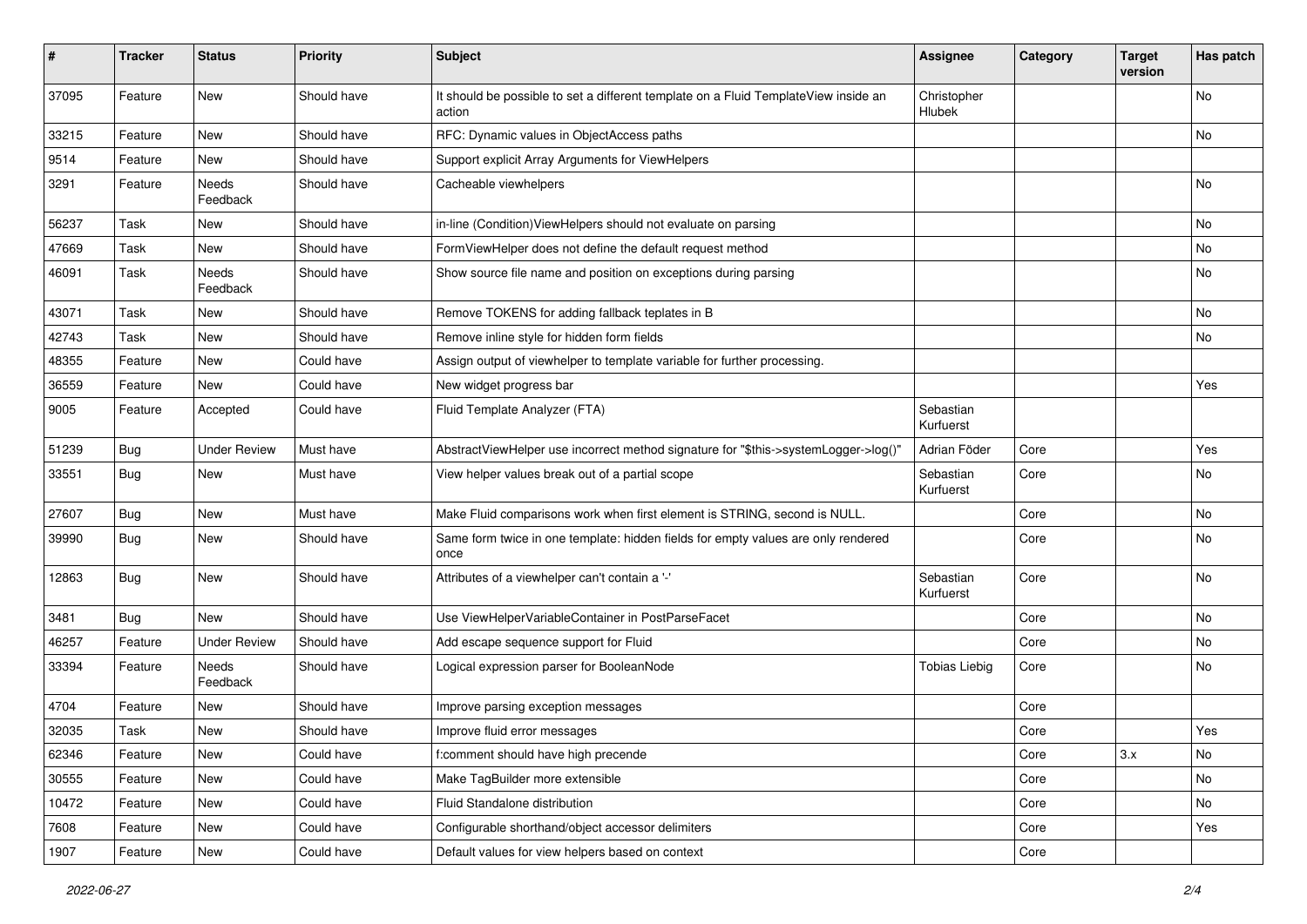| # | Tracker | Status | Priority | Subject | Assignee | Category | Target version | Has patch |
|---|---|---|---|---|---|---|---|---|
| 37095 | Feature | New | Should have | It should be possible to set a different template on a Fluid TemplateView inside an action | Christopher Hlubek | | | No |
| 33215 | Feature | New | Should have | RFC: Dynamic values in ObjectAccess paths | | | | No |
| 9514 | Feature | New | Should have | Support explicit Array Arguments for ViewHelpers | | | | |
| 3291 | Feature | Needs Feedback | Should have | Cacheable viewhelpers | | | | No |
| 56237 | Task | New | Should have | in-line (Condition)ViewHelpers should not evaluate on parsing | | | | No |
| 47669 | Task | New | Should have | FormViewHelper does not define the default request method | | | | No |
| 46091 | Task | Needs Feedback | Should have | Show source file name and position on exceptions during parsing | | | | No |
| 43071 | Task | New | Should have | Remove TOKENS for adding fallback teplates in B | | | | No |
| 42743 | Task | New | Should have | Remove inline style for hidden form fields | | | | No |
| 48355 | Feature | New | Could have | Assign output of viewhelper to template variable for further processing. | | | | |
| 36559 | Feature | New | Could have | New widget progress bar | | | | Yes |
| 9005 | Feature | Accepted | Could have | Fluid Template Analyzer (FTA) | Sebastian Kurfuerst | | | |
| 51239 | Bug | Under Review | Must have | AbstractViewHelper use incorrect method signature for "$this->systemLogger->log()" | Adrian Föder | Core | | Yes |
| 33551 | Bug | New | Must have | View helper values break out of a partial scope | Sebastian Kurfuerst | Core | | No |
| 27607 | Bug | New | Must have | Make Fluid comparisons work when first element is STRING, second is NULL. | | Core | | No |
| 39990 | Bug | New | Should have | Same form twice in one template: hidden fields for empty values are only rendered once | | Core | | No |
| 12863 | Bug | New | Should have | Attributes of a viewhelper can't contain a '-' | Sebastian Kurfuerst | Core | | No |
| 3481 | Bug | New | Should have | Use ViewHelperVariableContainer in PostParseFacet | | Core | | No |
| 46257 | Feature | Under Review | Should have | Add escape sequence support for Fluid | | Core | | No |
| 33394 | Feature | Needs Feedback | Should have | Logical expression parser for BooleanNode | Tobias Liebig | Core | | No |
| 4704 | Feature | New | Should have | Improve parsing exception messages | | Core | | |
| 32035 | Task | New | Should have | Improve fluid error messages | | Core | | Yes |
| 62346 | Feature | New | Could have | f:comment should have high precende | | Core | 3.x | No |
| 30555 | Feature | New | Could have | Make TagBuilder more extensible | | Core | | No |
| 10472 | Feature | New | Could have | Fluid Standalone distribution | | Core | | No |
| 7608 | Feature | New | Could have | Configurable shorthand/object accessor delimiters | | Core | | Yes |
| 1907 | Feature | New | Could have | Default values for view helpers based on context | | Core | | |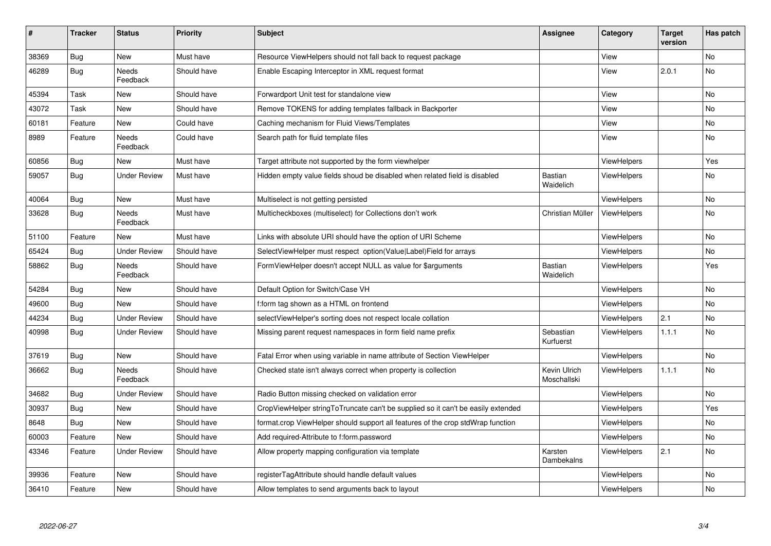| # | Tracker | Status | Priority | Subject | Assignee | Category | Target version | Has patch |
|---|---|---|---|---|---|---|---|---|
| 38369 | Bug | New | Must have | Resource ViewHelpers should not fall back to request package | | View | | No |
| 46289 | Bug | Needs Feedback | Should have | Enable Escaping Interceptor in XML request format | | View | 2.0.1 | No |
| 45394 | Task | New | Should have | Forwardport Unit test for standalone view | | View | | No |
| 43072 | Task | New | Should have | Remove TOKENS for adding templates fallback in Backporter | | View | | No |
| 60181 | Feature | New | Could have | Caching mechanism for Fluid Views/Templates | | View | | No |
| 8989 | Feature | Needs Feedback | Could have | Search path for fluid template files | | View | | No |
| 60856 | Bug | New | Must have | Target attribute not supported by the form viewhelper | | ViewHelpers | | Yes |
| 59057 | Bug | Under Review | Must have | Hidden empty value fields shoud be disabled when related field is disabled | Bastian Waidelich | ViewHelpers | | No |
| 40064 | Bug | New | Must have | Multiselect is not getting persisted | | ViewHelpers | | No |
| 33628 | Bug | Needs Feedback | Must have | Multicheckboxes (multiselect) for Collections don't work | Christian Müller | ViewHelpers | | No |
| 51100 | Feature | New | Must have | Links with absolute URI should have the option of URI Scheme | | ViewHelpers | | No |
| 65424 | Bug | Under Review | Should have | SelectViewHelper must respect option(Value\|Label)Field for arrays | | ViewHelpers | | No |
| 58862 | Bug | Needs Feedback | Should have | FormViewHelper doesn't accept NULL as value for $arguments | Bastian Waidelich | ViewHelpers | | Yes |
| 54284 | Bug | New | Should have | Default Option for Switch/Case VH | | ViewHelpers | | No |
| 49600 | Bug | New | Should have | f:form tag shown as a HTML on frontend | | ViewHelpers | | No |
| 44234 | Bug | Under Review | Should have | selectViewHelper's sorting does not respect locale collation | | ViewHelpers | 2.1 | No |
| 40998 | Bug | Under Review | Should have | Missing parent request namespaces in form field name prefix | Sebastian Kurfuerst | ViewHelpers | 1.1.1 | No |
| 37619 | Bug | New | Should have | Fatal Error when using variable in name attribute of Section ViewHelper | | ViewHelpers | | No |
| 36662 | Bug | Needs Feedback | Should have | Checked state isn't always correct when property is collection | Kevin Ulrich Moschallski | ViewHelpers | 1.1.1 | No |
| 34682 | Bug | Under Review | Should have | Radio Button missing checked on validation error | | ViewHelpers | | No |
| 30937 | Bug | New | Should have | CropViewHelper stringToTruncate can't be supplied so it can't be easily extended | | ViewHelpers | | Yes |
| 8648 | Bug | New | Should have | format.crop ViewHelper should support all features of the crop stdWrap function | | ViewHelpers | | No |
| 60003 | Feature | New | Should have | Add required-Attribute to f:form.password | | ViewHelpers | | No |
| 43346 | Feature | Under Review | Should have | Allow property mapping configuration via template | Karsten Dambekalns | ViewHelpers | 2.1 | No |
| 39936 | Feature | New | Should have | registerTagAttribute should handle default values | | ViewHelpers | | No |
| 36410 | Feature | New | Should have | Allow templates to send arguments back to layout | | ViewHelpers | | No |

2022-06-27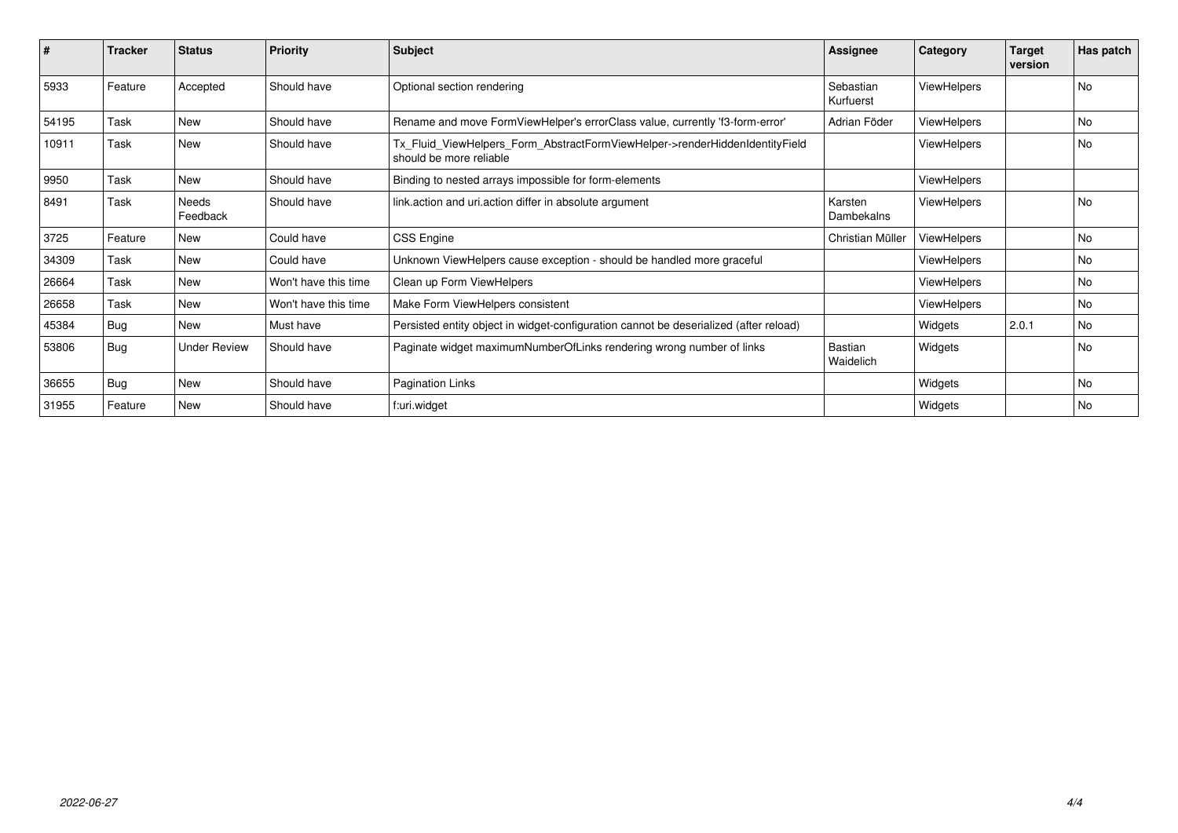| # | Tracker | Status | Priority | Subject | Assignee | Category | Target version | Has patch |
|---|---|---|---|---|---|---|---|---|
| 5933 | Feature | Accepted | Should have | Optional section rendering | Sebastian Kurfuerst | ViewHelpers | | No |
| 54195 | Task | New | Should have | Rename and move FormViewHelper's errorClass value, currently 'f3-form-error' | Adrian Föder | ViewHelpers | | No |
| 10911 | Task | New | Should have | Tx_Fluid_ViewHelpers_Form_AbstractFormViewHelper->renderHiddenIdentityField should be more reliable | | ViewHelpers | | No |
| 9950 | Task | New | Should have | Binding to nested arrays impossible for form-elements | | ViewHelpers | | |
| 8491 | Task | Needs Feedback | Should have | link.action and uri.action differ in absolute argument | Karsten Dambekalns | ViewHelpers | | No |
| 3725 | Feature | New | Could have | CSS Engine | Christian Müller | ViewHelpers | | No |
| 34309 | Task | New | Could have | Unknown ViewHelpers cause exception - should be handled more graceful | | ViewHelpers | | No |
| 26664 | Task | New | Won't have this time | Clean up Form ViewHelpers | | ViewHelpers | | No |
| 26658 | Task | New | Won't have this time | Make Form ViewHelpers consistent | | ViewHelpers | | No |
| 45384 | Bug | New | Must have | Persisted entity object in widget-configuration cannot be deserialized (after reload) | | Widgets | 2.0.1 | No |
| 53806 | Bug | Under Review | Should have | Paginate widget maximumNumberOfLinks rendering wrong number of links | Bastian Waidelich | Widgets | | No |
| 36655 | Bug | New | Should have | Pagination Links | | Widgets | | No |
| 31955 | Feature | New | Should have | f:uri.widget | | Widgets | | No |